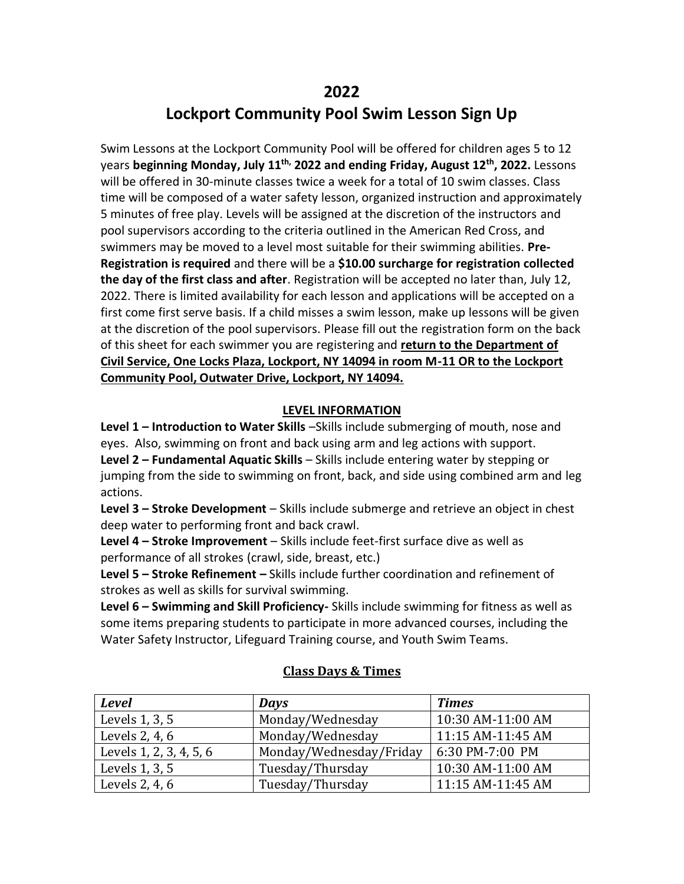# 2022

# Lockport Community Pool Swim Lesson Sign Up

Swim Lessons at the Lockport Community Pool will be offered for children ages 5 to 12 years **beginning Monday, July 11th, 2022 and ending Friday, August 12th, 2022.** Lessons will be offered in 30-minute classes twice a week for a total of 10 swim classes. Class time will be composed of a water safety lesson, organized instruction and approximately 5 minutes of free play. Levels will be assigned at the discretion of the instructors and pool supervisors according to the criteria outlined in the American Red Cross, and swimmers may be moved to a level most suitable for their swimming abilities. **Pre-Registration is required** and there will be a **$10.00 surcharge for registration collected the day of the first class and after**. Registration will be accepted no later than, July 12, 2022. There is limited availability for each lesson and applications will be accepted on a first come first serve basis. If a child misses a swim lesson, make up lessons will be given at the discretion of the pool supervisors. Please fill out the registration form on the back of this sheet for each swimmer you are registering and **return to the Department of Civil Service, One Locks Plaza, Lockport, NY 14094 in room M-11 OR to the Lockport Community Pool, Outwater Drive, Lockport, NY 14094.**

## LEVEL INFORMATION

**Level 1 – Introduction to Water Skills** –Skills include submerging of mouth, nose and eyes. Also, swimming on front and back using arm and leg actions with support.
**Level 2 – Fundamental Aquatic Skills** – Skills include entering water by stepping or jumping from the side to swimming on front, back, and side using combined arm and leg actions.
**Level 3 – Stroke Development** – Skills include submerge and retrieve an object in chest deep water to performing front and back crawl.
**Level 4 – Stroke Improvement** – Skills include feet-first surface dive as well as performance of all strokes (crawl, side, breast, etc.)
**Level 5 – Stroke Refinement –** Skills include further coordination and refinement of strokes as well as skills for survival swimming.
**Level 6 – Swimming and Skill Proficiency-** Skills include swimming for fitness as well as some items preparing students to participate in more advanced courses, including the Water Safety Instructor, Lifeguard Training course, and Youth Swim Teams.

## Class Days & Times

| *Level* | *Days* | *Times* |
|---|---|---|
| Levels 1, 3, 5 | Monday/Wednesday | 10:30 AM-11:00 AM |
| Levels 2, 4, 6 | Monday/Wednesday | 11:15 AM-11:45 AM |
| Levels 1, 2, 3, 4, 5, 6 | Monday/Wednesday/Friday | 6:30 PM-7:00 PM |
| Levels 1, 3, 5 | Tuesday/Thursday | 10:30 AM-11:00 AM |
| Levels 2, 4, 6 | Tuesday/Thursday | 11:15 AM-11:45 AM |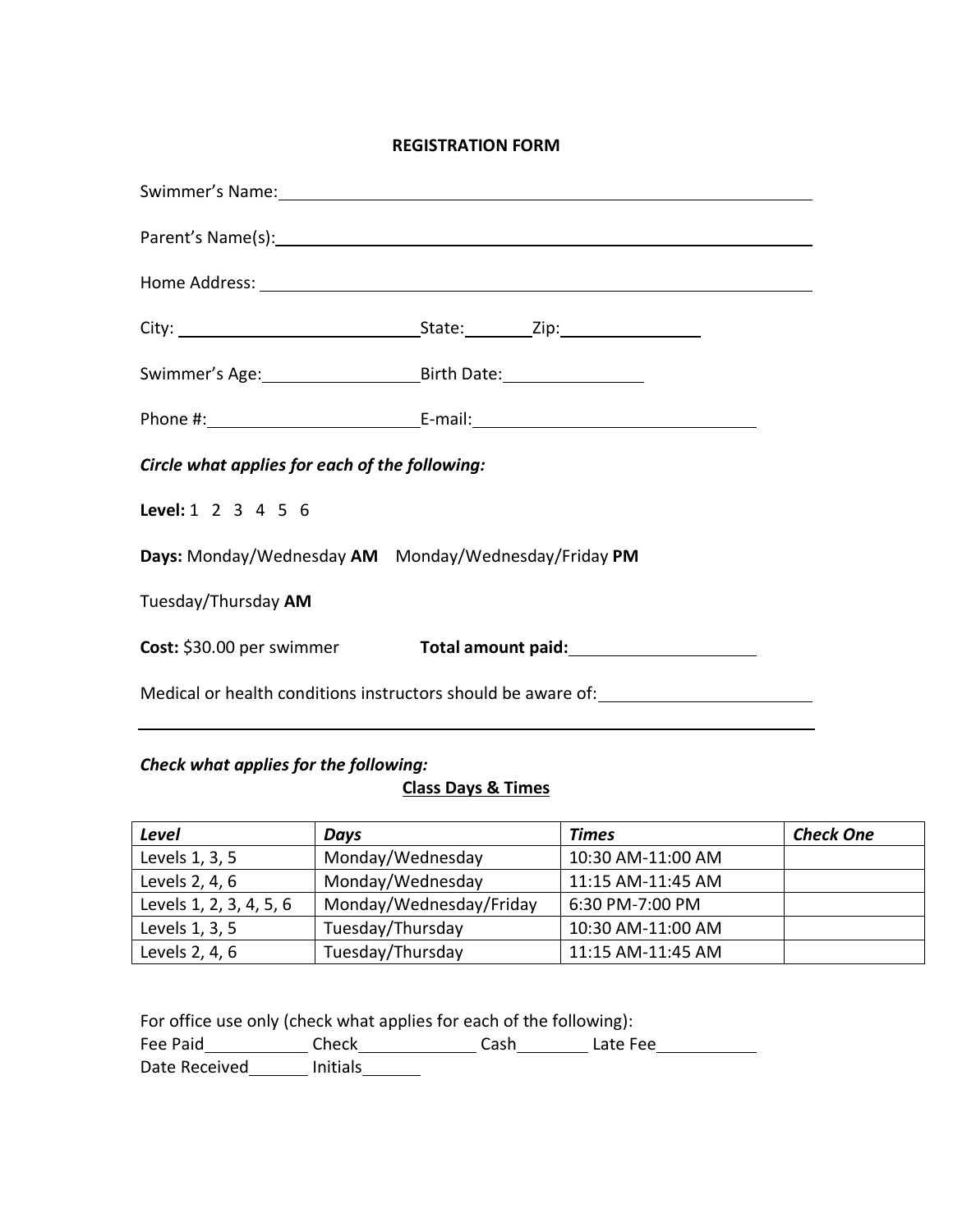**REGISTRATION FORM**

Swimmer's Name: ______________________________________________

Parent's Name(s): ______________________________________________

Home Address: ______________________________________________

City: ____________________ State: ________ Zip: ______________

Swimmer's Age: ______________ Birth Date: ______________

Phone #: ____________________ E-mail: ____________________________

***Circle what applies for each of the following:***

**Level:** 1 2 3 4 5 6

**Days:** Monday/Wednesday **AM** Monday/Wednesday/Friday **PM**

Tuesday/Thursday **AM**

**Cost:** $30.00 per swimmer **Total amount paid:** ________________

Medical or health conditions instructors should be aware of: ____________________

______________________________________________________________

***Check what applies for the following:***

**Class Days & Times**

| *Level* | *Days* | *Times* | *Check One* |
|---|---|---|---|
| Levels 1, 3, 5 | Monday/Wednesday | 10:30 AM-11:00 AM | |
| Levels 2, 4, 6 | Monday/Wednesday | 11:15 AM-11:45 AM | |
| Levels 1, 2, 3, 4, 5, 6 | Monday/Wednesday/Friday | 6:30 PM-7:00 PM | |
| Levels 1, 3, 5 | Tuesday/Thursday | 10:30 AM-11:00 AM | |
| Levels 2, 4, 6 | Tuesday/Thursday | 11:15 AM-11:45 AM | |

For office use only (check what applies for each of the following):
Fee Paid __________ Check ____________ Cash ________ Late Fee __________
Date Received ______ Initials ______